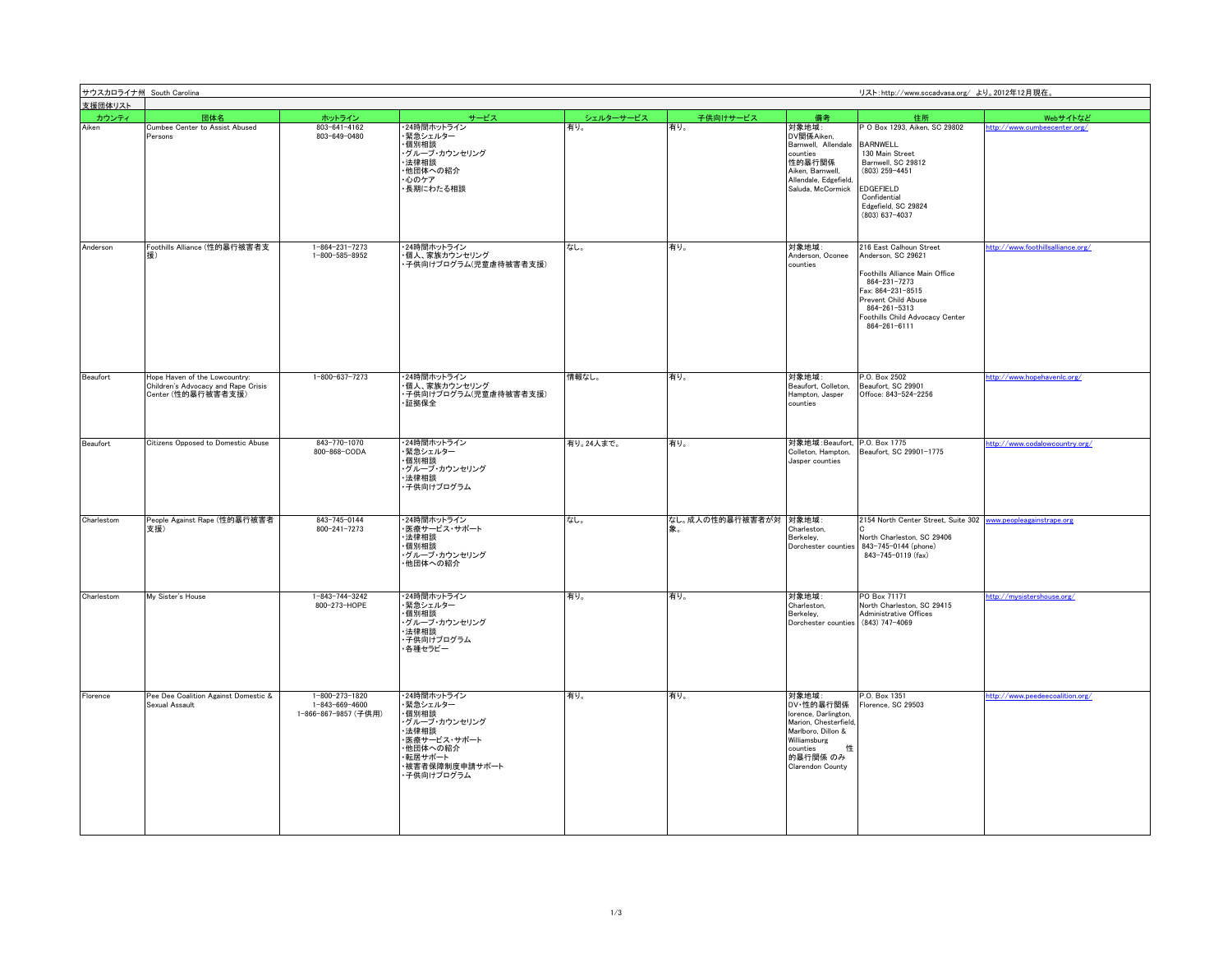サウスカロライナ州 South Carolina

リスト：http://www.sccadvasa.org/ より。2012年12月現在。

支援団体リスト

| カウンティ | 団体名 | ホットライン | サービス | シェルターサービス | 子供向けサービス | 備考 | 住所 | Webサイトなど |
|---|---|---|---|---|---|---|---|---|
| Aiken | Cumbee Center to Assist Abused Persons | 803-641-4162<br>803-649-0480 | ・24時間ホットライン<br>・緊急シェルター<br>・個別相談<br>・グループ・カウンセリング<br>・法律相談<br>・他団体への紹介<br>・心のケア<br>・長期にわたる相談 | 有り。 | 有り。 | 対象地域：<br>DV関係Aiken, Barnwell, Allendale counties<br>性的暴行関係 Aiken, Barnwell, Allendale, Edgefield, Saluda, McCormick | P O Box 1293, Aiken, SC 29802<br><br>BARNWELL<br>130 Main Street<br>Barnwell, SC 29812<br>(803) 259-4451<br><br>EDGEFIELD<br>Confidential<br>Edgefield, SC 29824<br>(803) 637-4037 | http://www.cumbeecenter.org/ |
| Anderson | Foothills Alliance (性的暴行被害者支援) | 1-864-231-7273<br>1-800-585-8952 | ・24時間ホットライン<br>・個人、家族カウンセリング<br>・子供向けプログラム(児童虐待被害者支援) | なし。 | 有り。 | 対象地域：<br>Anderson, Oconee counties | 216 East Calhoun Street<br>Anderson, SC 29621<br><br>Foothills Alliance Main Office<br>864-231-7273<br>Fax: 864-231-8515<br>Prevent Child Abuse<br>864-261-5313<br>Foothills Child Advocacy Center<br>864-261-6111 | http://www.foothillsalliance.org/ |
| Beaufort | Hope Haven of the Lowcountry: Children's Advocacy and Rape Crisis Center (性的暴行被害者支援) | 1-800-637-7273 | ・24時間ホットライン<br>・個人、家族カウンセリング<br>・子供向けプログラム(児童虐待被害者支援)<br>・証拠保全 | 情報なし。 | 有り。 | 対象地域：<br>Beaufort, Colleton, Hampton, Jasper counties | P.O. Box 2502<br>Beaufort, SC 29901<br>Offoce: 843-524-2256 | http://www.hopehavenlc.org/ |
| Beaufort | Citizens Opposed to Domestic Abuse | 843-770-1070<br>800-868-CODA | ・24時間ホットライン<br>・緊急シェルター<br>・個別相談<br>・グループ・カウンセリング<br>・法律相談<br>・子供向けプログラム | 有り。24人まで。 | 有り。 | 対象地域：Beaufort, Colleton, Hampton, Jasper counties | P.O. Box 1775<br>Beaufort, SC 29901-1775 | http://www.codalowcountry.org/ |
| Charlestom | People Against Rape (性的暴行被害者支援) | 843-745-0144<br>800-241-7273 | ・24時間ホットライン<br>・医療サービス・サポート<br>・法律相談<br>・個別相談<br>・グループ・カウンセリング<br>・他団体への紹介 | なし。 | なし。成人の性的暴行被害者が対象。 | 対象地域：<br>Charleston, Berkeley, Dorchester counties | 2154 North Center Street, Suite 302 C<br>North Charleston, SC 29406<br>843-745-0144 (phone)<br>843-745-0119 (fax) | www.peopleagainstrape.org |
| Charlestom | My Sister's House | 1-843-744-3242<br>800-273-HOPE | ・24時間ホットライン<br>・緊急シェルター<br>・個別相談<br>・グループ・カウンセリング<br>・法律相談<br>・子供向けプログラム<br>・各種セラピー | 有り。 | 有り。 | 対象地域：<br>Charleston, Berkeley, Dorchester counties | PO Box 71171<br>North Charleston, SC 29415<br>Administrative Offices<br>(843) 747-4069 | http://mysistershouse.org/ |
| Florence | Pee Dee Coalition Against Domestic & Sexual Assault | 1-800-273-1820<br>1-843-669-4600<br>1-866-867-9857 (子供用) | ・24時間ホットライン<br>・緊急シェルター<br>・個別相談<br>・グループ・カウンセリング<br>・法律相談<br>・医療サービス・サポート<br>・他団体への紹介<br>・転居サポート<br>・被害者保障制度申請サポート<br>・子供向けプログラム | 有り。 | 有り。 | 対象地域：<br>DV・性的暴行関係 lorence, Darlington, Marion, Chesterfield, Marlboro, Dillon & Williamsburg counties 性的暴行関係 のみ Clarendon County | P.O. Box 1351<br>Florence, SC 29503 | http://www.peedeecoalition.org/ |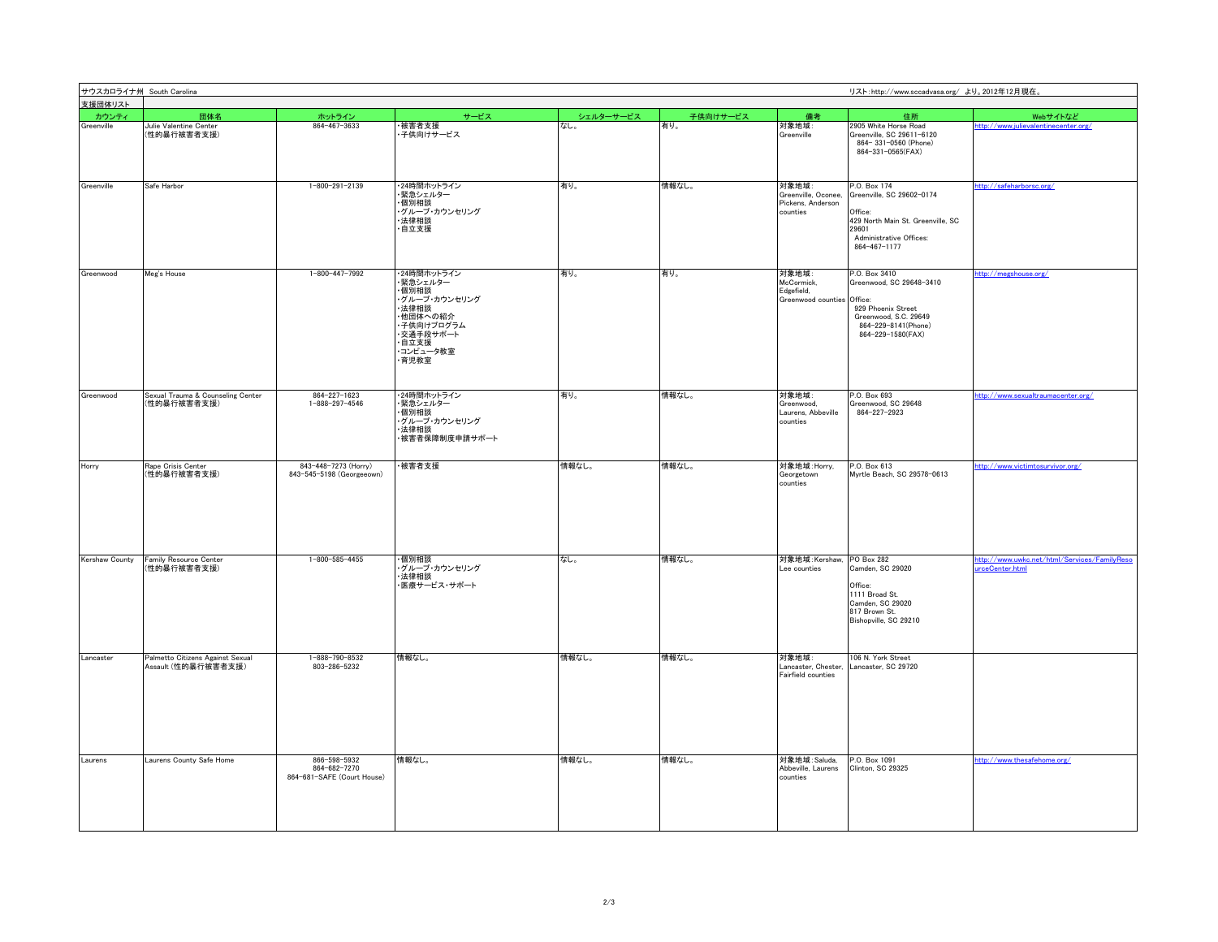サウスカロライナ州 South Carolina

リスト：http://www.sccadvasa.org/ より。2012年12月現在。

支援団体リスト

| カウンティ | 団体名 | ホットライン | サービス | シェルターサービス | 子供向けサービス | 備考 | 住所 | Webサイトなど |
|---|---|---|---|---|---|---|---|---|
| Greenville | Julie Valentine Center<br>(性的暴行被害者支援) | 864-467-3633 | ・被害者支援<br>・子供向けサービス | なし。 | 有り。 | 対象地域：<br>Greenville | 2905 White Horse Road<br>Greenville, SC 29611-6120<br>864- 331-0560 (Phone)<br>864-331-0565(FAX) | http://www.julievalentinecenter.org/ |
| Greenville | Safe Harbor | 1-800-291-2139 | ・24時間ホットライン<br>・緊急シェルター<br>・個別相談<br>・グループ・カウンセリング<br>・法律相談<br>・自立支援 | 有り。 | 情報なし。 | 対象地域：<br>Greenville, Oconee, Pickens, Anderson counties | P.O. Box 174<br>Greenville, SC 29602-0174<br><br>Office:<br>429 North Main St. Greenville, SC 29601<br>Administrative Offices:<br>864-467-1177 | http://safeharborsc.org/ |
| Greenwood | Meg's House | 1-800-447-7992 | ・24時間ホットライン<br>・緊急シェルター<br>・個別相談<br>・グループ・カウンセリング<br>・法律相談<br>・他団体への紹介<br>・子供向けプログラム<br>・交通手段サポート<br>・自立支援<br>・コンピュータ教室<br>・育児教室 | 有り。 | 有り。 | 対象地域：<br>McCormick, Edgefield, Greenwood counties | P.O. Box 3410<br>Greenwood, SC 29648-3410<br><br>Office:<br>929 Phoenix Street<br>Greenwood, S.C. 29649<br>864-229-8141(Phone)<br>864-229-1580(FAX) | http://megshouse.org/ |
| Greenwood | Sexual Trauma & Counseling Center<br>(性的暴行被害者支援) | 864-227-1623<br>1-888-297-4546 | ・24時間ホットライン<br>・緊急シェルター<br>・個別相談<br>・グループ・カウンセリング<br>・法律相談<br>・被害者保障制度申請サポート | 有り。 | 情報なし。 | 対象地域：<br>Greenwood, Laurens, Abbeville counties | P.O. Box 693<br>Greenwood, SC 29648<br>864-227-2923 | http://www.sexualtraumacenter.org/ |
| Horry | Rape Crisis Center<br>(性的暴行被害者支援) | 843-448-7273 (Horry)<br>843-545-5198 (Georgeeown) | ・被害者支援 | 情報なし。 | 情報なし。 | 対象地域：Horry, Georgetown counties | P.O. Box 613<br>Myrtle Beach, SC 29578-0613 | http://www.victimtosurvivor.org/ |
| Kershaw County | Family Resource Center<br>(性的暴行被害者支援) | 1-800-585-4455 | ・個別相談<br>・グループ・カウンセリング<br>・法律相談<br>・医療サービス・サポート | なし。 | 情報なし。 | 対象地域：Kershaw, Lee counties | PO Box 282<br>Camden, SC 29020<br><br>Office:<br>1111 Broad St.<br>Camden, SC 29020<br>817 Brown St.<br>Bishopville, SC 29210 | http://www.uwkc.net/html/Services/FamilyResourceCenter.html |
| Lancaster | Palmetto Citizens Against Sexual Assault (性的暴行被害者支援) | 1-888-790-8532<br>803-286-5232 | 情報なし。 | 情報なし。 | 情報なし。 | 対象地域：<br>Lancaster, Chester, Fairfield counties | 106 N. York Street<br>Lancaster, SC 29720 | |
| Laurens | Laurens County Safe Home | 866-598-5932<br>864-682-7270<br>864-681-SAFE (Court House) | 情報なし。 | 情報なし。 | 情報なし。 | 対象地域：Saluda, Abbeville, Laurens counties | P.O. Box 1091<br>Clinton, SC 29325 | http://www.thesafehome.org/ |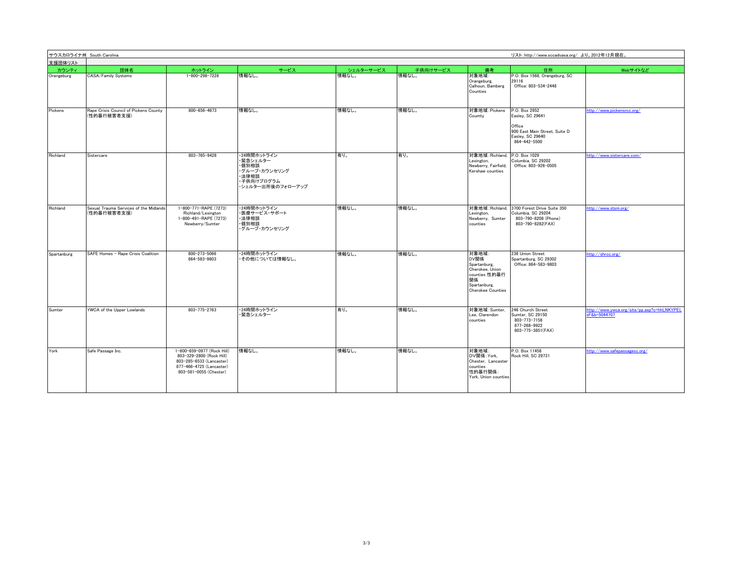サウスカロライナ州 South Carolina

リスト：http://www.sccadvasa.org/ より。2012年12月現在。

支援団体リスト

| カウンティ | 団体名 | ホットライン | サービス | シェルターサービス | 子供向けサービス | 備考 | 住所 | Webサイトなど |
|---|---|---|---|---|---|---|---|---|
| Orangeburg | CASA/Family Systems | 1-800-298-7228 | 情報なし。 | 情報なし。 | 情報なし。 | 対象地域：Orangeburg, Calhoun, Bamberg Counties | P.O. Box 1568, Orangeburg, SC 29116<br>Office: 803-534-2448 | |
| Pickens | Rape Crisis Council of Pickens County<br>(性的暴行被害者支援) | 800-656-4673 | 情報なし。 | 情報なし。 | 情報なし。 | 対象地域：Pickens Coumty | P.O. Box 2952<br>Easley, SC 29641<br><br>Office<br>900 East Main Street, Suite D<br>Easley, SC 29640<br>864-442-5500 | http://www.pickensrcc.org/ |
| Richland | Sistercare | 803-765-9428 | ・24時間ホットライン<br>・緊急シェルター<br>・個別相談<br>・グループ・カウンセリング<br>・法律相談<br>・子供向けプログラム<br>・シェルター出所後のフォローアップ | 有り。 | 有り。 | 対象地域：Richland, Lexington, Newberry, Fairfield, Kershaw counties | P.O. Box 1029<br>Columbia, SC 29202<br>Office: 803-926-0505 | http://www.sistercare.com/ |
| Richland | Sexual Trauma Services of the Midlands<br>(性的暴行被害者支援) | 1-800-771-RAPE (7273)<br>Richland/Lexington<br>1-800-491-RAPE (7273)<br>Newberry/Sumter | ・24時間ホットライン<br>・医療サービス・サポート<br>・法律相談<br>・個別相談<br>・グループ・カウンセリング | 情報なし。 | 情報なし。 | 対象地域：Richland, Lexington, Newberry, Sumter counties | 3700 Forest Drive Suite 350<br>Columbia, SC 29204<br>803-790-8208 (Phone)<br>803-790-8282(FAX) | http://www.stsm.org/ |
| Spartanburg | SAFE Homes - Rape Crisis Coalition | 800-273-5066<br>864-583-9803 | ・24時間ホットライン<br>・その他については情報なし。 | 情報なし。 | 情報なし。 | 対象地域：<br>DV関係<br>Spartanburg, Cherokee, Union counties 性的暴行関係<br>Spartanburg, Cherokee Counties | 236 Union Street<br>Spartanburg, SC 29302<br>Office: 864-583-9803 | http://shrcc.org/ |
| Sumter | YWCA of the Upper Lowlands | 803-775-2763 | ・24時間ホットライン<br>・緊急シェルター | 有り。 | 情報なし。 | 対象地域：Sumter, Lee, Clarendon counties | 246 Church Street<br>Sumter, SC 29150<br>803-773-7158<br>877-268-9922<br>803-775-3851(FAX) | http://www.ywca.org/site/pp.asp?c=hhLNKYPELsF&b=5044707 |
| York | Safe Passage Inc. | 1-800-659-0977 (Rock Hill)<br>803-329-2800 (Rock Hill)<br>803-285-6533 (Lancaster)<br>877-466-4725 (Lancaster)<br>803-581-0055 (Chester) | 情報なし。 | 情報なし。 | 情報なし。 | 対象地域：<br>DV関係：York, Chester, Lancaster counties<br>性的暴行関係：<br>York, Union counties | P.O. Box 11458<br>Rock Hill, SC 29731 | http://www.safepassagesc.org/ |